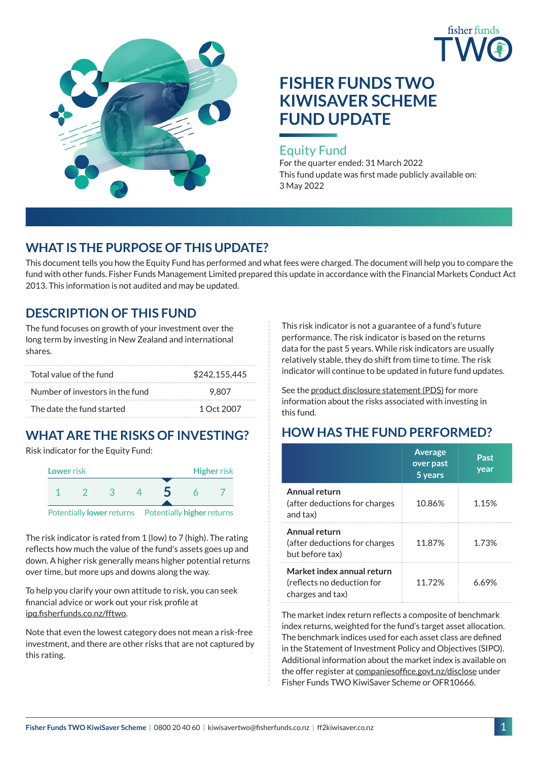# FISHER FUNDS TWO KIWISAVER SCHEME FUND UPDATE

## Equity Fund

For the quarter ended: 31 March 2022

This fund update was first made publicly available on: 3 May 2022

## WHAT IS THE PURPOSE OF THIS UPDATE?

This document tells you how the Equity Fund has performed and what fees were charged. The document will help you to compare the fund with other funds. Fisher Funds Management Limited prepared this update in accordance with the Financial Markets Conduct Act 2013. This information is not audited and may be updated.

## DESCRIPTION OF THIS FUND

The fund focuses on growth of your investment over the long term by investing in New Zealand and international shares.

| | |
|---|---|
| Total value of the fund | $242,155,445 |
| Number of investors in the fund | 9,807 |
| The date the fund started | 1 Oct 2007 |

## WHAT ARE THE RISKS OF INVESTING?

Risk indicator for the Equity Fund:

| Lower risk | | | | | | Higher risk |
|---|---|---|---|---|---|---|
| 1 | 2 | 3 | 4 | **5** | 6 | 7 |
| Potentially **lower** returns | | | | | | Potentially **higher** returns |

The risk indicator is rated from 1 (low) to 7 (high). The rating reflects how much the value of the fund's assets goes up and down. A higher risk generally means higher potential returns over time, but more ups and downs along the way.

To help you clarify your own attitude to risk, you can seek financial advice or work out your risk profile at ipq.fisherfunds.co.nz/fftwo.

Note that even the lowest category does not mean a risk-free investment, and there are other risks that are not captured by this rating.

This risk indicator is not a guarantee of a fund's future performance. The risk indicator is based on the returns data for the past 5 years. While risk indicators are usually relatively stable, they do shift from time to time. The risk indicator will continue to be updated in future fund updates.

See the product disclosure statement (PDS) for more information about the risks associated with investing in this fund.

## HOW HAS THE FUND PERFORMED?

| | Average over past 5 years | Past year |
|---|---|---|
| **Annual return** (after deductions for charges and tax) | 10.86% | 1.15% |
| **Annual return** (after deductions for charges but before tax) | 11.87% | 1.73% |
| **Market index annual return** (reflects no deduction for charges and tax) | 11.72% | 6.69% |

The market index return reflects a composite of benchmark index returns, weighted for the fund's target asset allocation. The benchmark indices used for each asset class are defined in the Statement of Investment Policy and Objectives (SIPO). Additional information about the market index is available on the offer register at companiesoffice.govt.nz/disclose under Fisher Funds TWO KiwiSaver Scheme or OFR10666.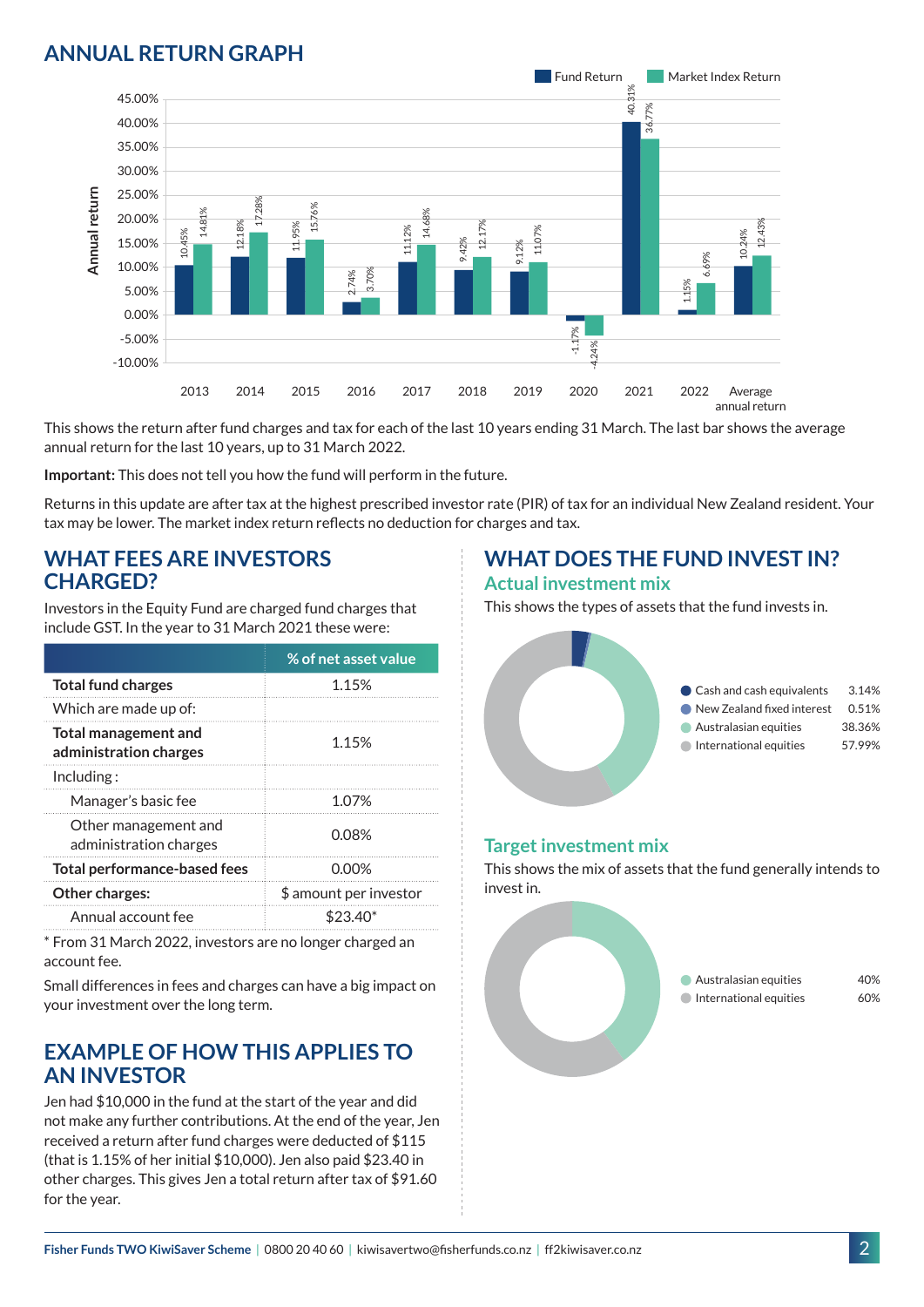## ANNUAL RETURN GRAPH

| Year | Fund Return | Market Index Return |
|---|---|---|
| 2013 | 10.45% | 14.81% |
| 2014 | 12.18% | 17.28% |
| 2015 | 11.95% | 15.76% |
| 2016 | 2.74% | 3.70% |
| 2017 | 11.12% | 14.68% |
| 2018 | 9.42% | 12.17% |
| 2019 | 9.12% | 11.07% |
| 2020 | -1.17% | -4.24% |
| 2021 | 40.31% | 36.77% |
| 2022 | 1.15% | 6.69% |
| Average annual return | 10.24% | 12.43% |

This shows the return after fund charges and tax for each of the last 10 years ending 31 March. The last bar shows the average annual return for the last 10 years, up to 31 March 2022.

**Important:** This does not tell you how the fund will perform in the future.

Returns in this update are after tax at the highest prescribed investor rate (PIR) of tax for an individual New Zealand resident. Your tax may be lower. The market index return reflects no deduction for charges and tax.

## WHAT FEES ARE INVESTORS CHARGED?

Investors in the Equity Fund are charged fund charges that include GST. In the year to 31 March 2021 these were:

| | % of net asset value |
|---|---|
| **Total fund charges** | 1.15% |
| Which are made up of: | |
| **Total management and administration charges** | 1.15% |
| Including : | |
| Manager's basic fee | 1.07% |
| Other management and administration charges | 0.08% |
| **Total performance-based fees** | 0.00% |
| **Other charges:** | $ amount per investor |
| Annual account fee | $23.40* |

* From 31 March 2022, investors are no longer charged an account fee.

Small differences in fees and charges can have a big impact on your investment over the long term.

## EXAMPLE OF HOW THIS APPLIES TO AN INVESTOR

Jen had $10,000 in the fund at the start of the year and did not make any further contributions. At the end of the year, Jen received a return after fund charges were deducted of $115 (that is 1.15% of her initial $10,000). Jen also paid $23.40 in other charges. This gives Jen a total return after tax of $91.60 for the year.

## WHAT DOES THE FUND INVEST IN?

### Actual investment mix

This shows the types of assets that the fund invests in.

| Asset | % |
|---|---|
| Cash and cash equivalents | 3.14% |
| New Zealand fixed interest | 0.51% |
| Australasian equities | 38.36% |
| International equities | 57.99% |

### Target investment mix

This shows the mix of assets that the fund generally intends to invest in.

| Asset | % |
|---|---|
| Australasian equities | 40% |
| International equities | 60% |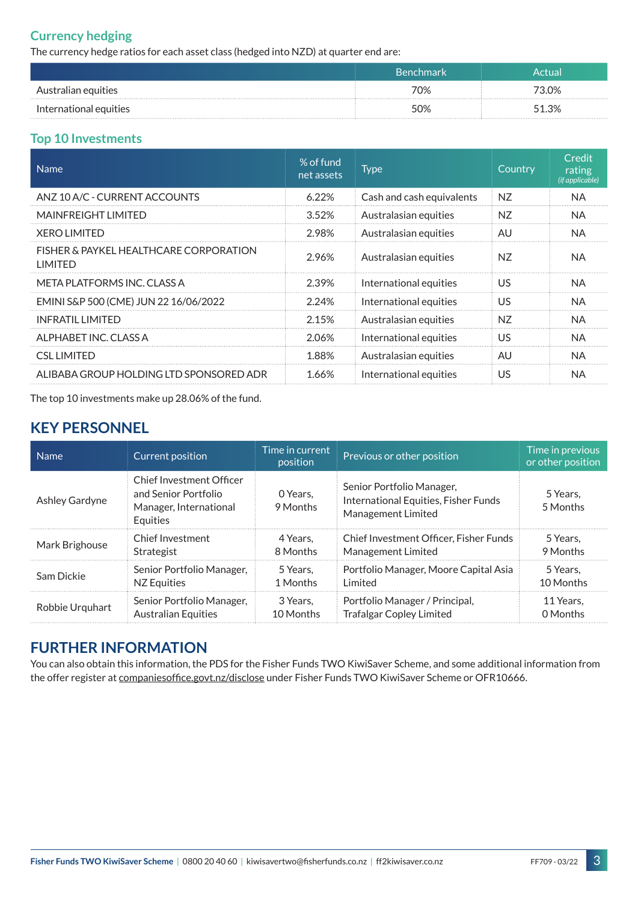## Currency hedging

The currency hedge ratios for each asset class (hedged into NZD) at quarter end are:

| | Benchmark | Actual |
|---|---|---|
| Australian equities | 70% | 73.0% |
| International equities | 50% | 51.3% |

## Top 10 Investments

| Name | % of fund net assets | Type | Country | Credit rating *(if applicable)* |
|---|---|---|---|---|
| ANZ 10 A/C - CURRENT ACCOUNTS | 6.22% | Cash and cash equivalents | NZ | NA |
| MAINFREIGHT LIMITED | 3.52% | Australasian equities | NZ | NA |
| XERO LIMITED | 2.98% | Australasian equities | AU | NA |
| FISHER & PAYKEL HEALTHCARE CORPORATION LIMITED | 2.96% | Australasian equities | NZ | NA |
| META PLATFORMS INC. CLASS A | 2.39% | International equities | US | NA |
| EMINI S&P 500 (CME) JUN 22 16/06/2022 | 2.24% | International equities | US | NA |
| INFRATIL LIMITED | 2.15% | Australasian equities | NZ | NA |
| ALPHABET INC. CLASS A | 2.06% | International equities | US | NA |
| CSL LIMITED | 1.88% | Australasian equities | AU | NA |
| ALIBABA GROUP HOLDING LTD SPONSORED ADR | 1.66% | International equities | US | NA |

The top 10 investments make up 28.06% of the fund.

# KEY PERSONNEL

| Name | Current position | Time in current position | Previous or other position | Time in previous or other position |
|---|---|---|---|---|
| Ashley Gardyne | Chief Investment Officer and Senior Portfolio Manager, International Equities | 0 Years, 9 Months | Senior Portfolio Manager, International Equities, Fisher Funds Management Limited | 5 Years, 5 Months |
| Mark Brighouse | Chief Investment Strategist | 4 Years, 8 Months | Chief Investment Officer, Fisher Funds Management Limited | 5 Years, 9 Months |
| Sam Dickie | Senior Portfolio Manager, NZ Equities | 5 Years, 1 Months | Portfolio Manager, Moore Capital Asia Limited | 5 Years, 10 Months |
| Robbie Urquhart | Senior Portfolio Manager, Australian Equities | 3 Years, 10 Months | Portfolio Manager / Principal, Trafalgar Copley Limited | 11 Years, 0 Months |

# FURTHER INFORMATION

You can also obtain this information, the PDS for the Fisher Funds TWO KiwiSaver Scheme, and some additional information from the offer register at companiesoffice.govt.nz/disclose under Fisher Funds TWO KiwiSaver Scheme or OFR10666.